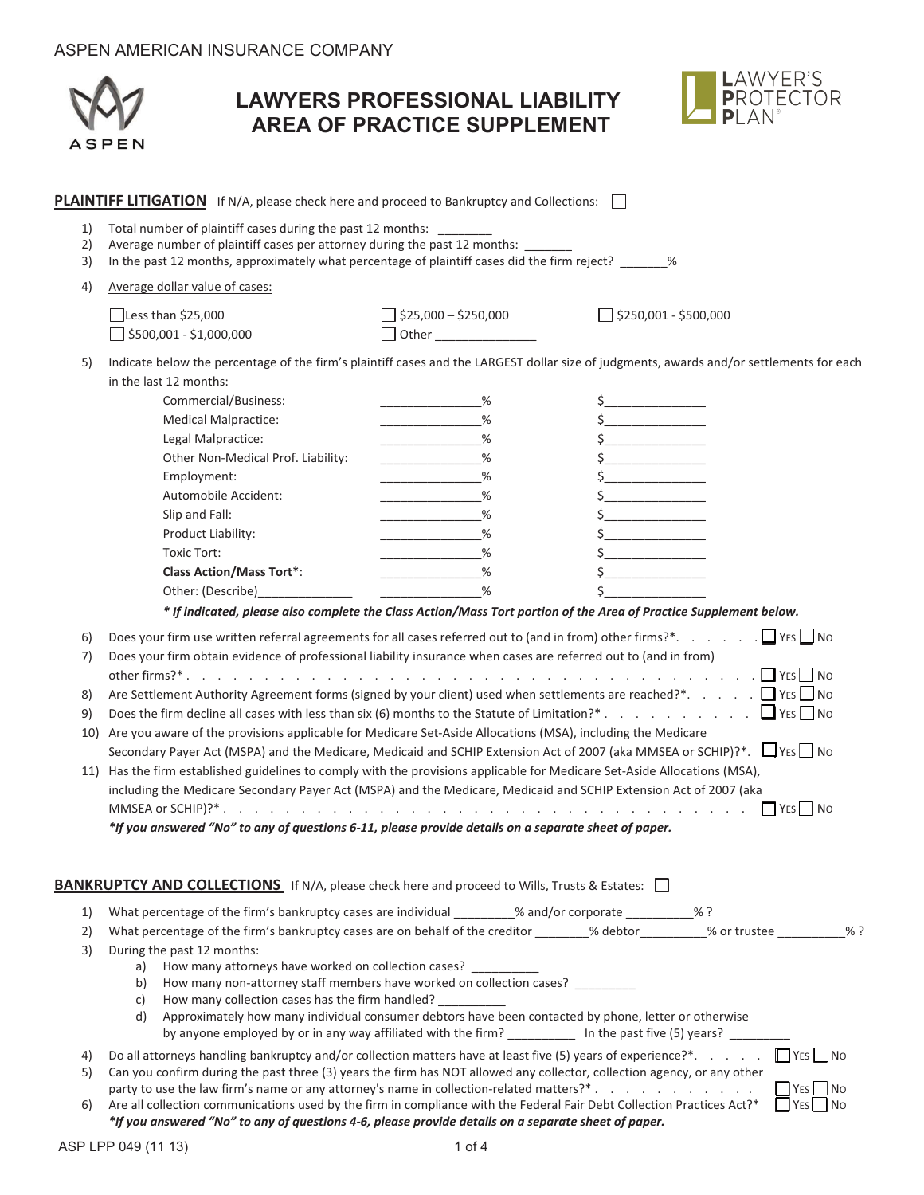ASPEN AMERICAN INSURANCE COMPANY

# LAWYERS PROFESSIONAL LIABILITY AREA OF PRACTICE SUPPLEMENT

## PLAINTIFF LITIGATION

If N/A, please check here and proceed to Bankruptcy and Collections: ☐

1) Total number of plaintiff cases during the past 12 months: ________
2) Average number of plaintiff cases per attorney during the past 12 months: _______
3) In the past 12 months, approximately what percentage of plaintiff cases did the firm reject? _______%
4) Average dollar value of cases:

   ☐ Less than $25,000 ☐ $25,000 – $250,000 ☐ $250,001 - $500,000
   ☐ $500,001 - $1,000,000 ☐ Other _______________

5) Indicate below the percentage of the firm's plaintiff cases and the LARGEST dollar size of judgments, awards and/or settlements for each in the last 12 months:

| | | |
|---|---|---|
| Commercial/Business: | ______________% | $______________ |
| Medical Malpractice: | ______________% | $______________ |
| Legal Malpractice: | ______________% | $______________ |
| Other Non-Medical Prof. Liability: | ______________% | $______________ |
| Employment: | ______________% | $______________ |
| Automobile Accident: | ______________% | $______________ |
| Slip and Fall: | ______________% | $______________ |
| Product Liability: | ______________% | $______________ |
| Toxic Tort: | ______________% | $______________ |
| **Class Action/Mass Tort***: | ______________% | $______________ |
| Other: (Describe)_____________ | ______________% | $______________ |

***\* If indicated, please also complete the Class Action/Mass Tort portion of the Area of Practice Supplement below.***

6) Does your firm use written referral agreements for all cases referred out to (and in from) other firms?*. ☐ Yes ☐ No
7) Does your firm obtain evidence of professional liability insurance when cases are referred out to (and in from) other firms?* ☐ Yes ☐ No
8) Are Settlement Authority Agreement forms (signed by your client) used when settlements are reached?*. ☐ Yes ☐ No
9) Does the firm decline all cases with less than six (6) months to the Statute of Limitation?* ☐ Yes ☐ No
10) Are you aware of the provisions applicable for Medicare Set-Aside Allocations (MSA), including the Medicare Secondary Payer Act (MSPA) and the Medicare, Medicaid and SCHIP Extension Act of 2007 (aka MMSEA or SCHIP)?*. ☐ Yes ☐ No
11) Has the firm established guidelines to comply with the provisions applicable for Medicare Set-Aside Allocations (MSA), including the Medicare Secondary Payer Act (MSPA) and the Medicare, Medicaid and SCHIP Extension Act of 2007 (aka MMSEA or SCHIP)?* ☐ Yes ☐ No

***\*If you answered "No" to any of questions 6-11, please provide details on a separate sheet of paper.***

## BANKRUPTCY AND COLLECTIONS

If N/A, please check here and proceed to Wills, Trusts & Estates: ☐

1) What percentage of the firm's bankruptcy cases are individual _________% and/or corporate __________% ?
2) What percentage of the firm's bankruptcy cases are on behalf of the creditor ________% debtor_________% or trustee __________% ?
3) During the past 12 months:
   a) How many attorneys have worked on collection cases? __________
   b) How many non-attorney staff members have worked on collection cases? _________
   c) How many collection cases has the firm handled? __________
   d) Approximately how many individual consumer debtors have been contacted by phone, letter or otherwise by anyone employed by or in any way affiliated with the firm? __________ In the past five (5) years? _________
4) Do all attorneys handling bankruptcy and/or collection matters have at least five (5) years of experience?*. ☐ Yes ☐ No
5) Can you confirm during the past three (3) years the firm has NOT allowed any collector, collection agency, or any other party to use the law firm's name or any attorney's name in collection-related matters?* ☐ Yes ☐ No
6) Are all collection communications used by the firm in compliance with the Federal Fair Debt Collection Practices Act?* ☐ Yes ☐ No

***\*If you answered "No" to any of questions 4-6, please provide details on a separate sheet of paper.***

ASP LPP 049 (11 13)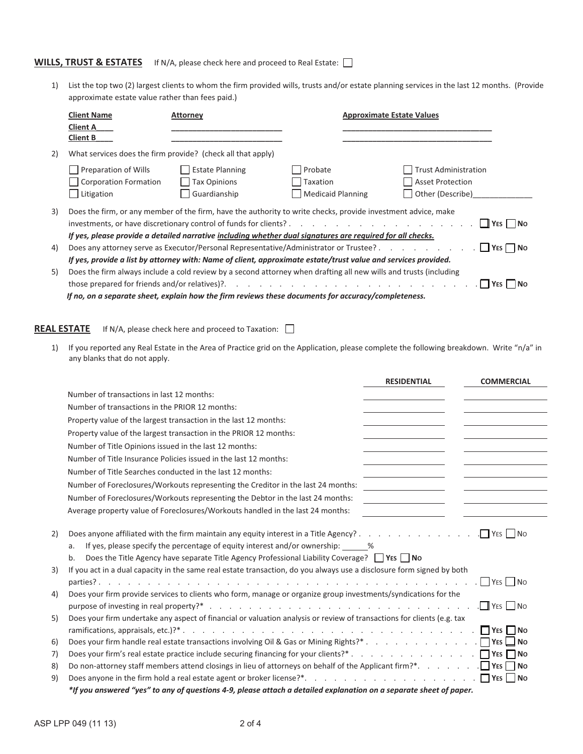## WILLS, TRUST & ESTATES

If N/A, please check here and proceed to Real Estate: ☐

1) List the top two (2) largest clients to whom the firm provided wills, trusts and/or estate planning services in the last 12 months. (Provide approximate estate value rather than fees paid.)

| Client Name | Attorney | Approximate Estate Values |
|---|---|---|
| Client A____ | ____________________ | ____________________ |
| Client B____ | ____________________ | ____________________ |

2) What services does the firm provide? (check all that apply)

| | | | |
|---|---|---|---|
| ☐ Preparation of Wills | ☐ Estate Planning | ☐ Probate | ☐ Trust Administration |
| ☐ Corporation Formation | ☐ Tax Opinions | ☐ Taxation | ☐ Asset Protection |
| ☐ Litigation | ☐ Guardianship | ☐ Medicaid Planning | ☐ Other (Describe)____________ |

3) Does the firm, or any member of the firm, have the authority to write checks, provide investment advice, make investments, or have discretionary control of funds for clients? . . . . . . . . . . . . . . . . . ☐ YES ☐ NO

***If yes, please provide a detailed narrative <u>including whether dual signatures are required for all checks.</u>***

4) Does any attorney serve as Executor/Personal Representative/Administrator or Trustee? . . . . . . . . . ☐ YES ☐ NO

***If yes, provide a list by attorney with: Name of client, approximate estate/trust value and services provided.***

5) Does the firm always include a cold review by a second attorney when drafting all new wills and trusts (including those prepared for friends and/or relatives)?. . . . . . . . . . . . . . . . . . . . . . . . . ☐ YES ☐ NO

***If no, on a separate sheet, explain how the firm reviews these documents for accuracy/completeness.***

## REAL ESTATE

If N/A, please check here and proceed to Taxation: ☐

1) If you reported any Real Estate in the Area of Practice grid on the Application, please complete the following breakdown. Write "n/a" in any blanks that do not apply.

| | RESIDENTIAL | COMMERCIAL |
|---|---|---|
| Number of transactions in last 12 months: | | |
| Number of transactions in the PRIOR 12 months: | | |
| Property value of the largest transaction in the last 12 months: | | |
| Property value of the largest transaction in the PRIOR 12 months: | | |
| Number of Title Opinions issued in the last 12 months: | | |
| Number of Title Insurance Policies issued in the last 12 months: | | |
| Number of Title Searches conducted in the last 12 months: | | |
| Number of Foreclosures/Workouts representing the Creditor in the last 24 months: | | |
| Number of Foreclosures/Workouts representing the Debtor in the last 24 months: | | |
| Average property value of Foreclosures/Workouts handled in the last 24 months: | | |

2) Does anyone affiliated with the firm maintain any equity interest in a Title Agency? . . . . . . . . . . . . . ☐ YES ☐ NO
   a. If yes, please specify the percentage of equity interest and/or ownership: ______%
   b. Does the Title Agency have separate Title Agency Professional Liability Coverage? ☐ YES ☐ NO

3) If you act in a dual capacity in the same real estate transaction, do you always use a disclosure form signed by both parties? . . . . . . . . . . . . . . . . . . . . . . . . . . . . . . . . . . . . ☐ YES ☐ NO

4) Does your firm provide services to clients who form, manage or organize group investments/syndications for the purpose of investing in real property?* . . . . . . . . . . . . . . . . . . . . . . . . . . . ☐ YES ☐ NO

5) Does your firm undertake any aspect of financial or valuation analysis or review of transactions for clients (e.g. tax ramifications, appraisals, etc.)?* . . . . . . . . . . . . . . . . . . . . . . . . . . . . . ☐ YES ☐ NO

6) Does your firm handle real estate transactions involving Oil & Gas or Mining Rights?* . . . . . . . . . . . . ☐ YES ☐ NO

7) Does your firm's real estate practice include securing financing for your clients?* . . . . . . . . . . . . . ☐ YES ☐ NO

8) Do non-attorney staff members attend closings in lieu of attorneys on behalf of the Applicant firm?*. . . . . . . ☐ YES ☐ NO

9) Does anyone in the firm hold a real estate agent or broker license?*. . . . . . . . . . . . . . . . . . . ☐ YES ☐ NO

****If you answered "yes" to any of questions 4-9, please attach a detailed explanation on a separate sheet of paper.***

ASP LPP 049 (11 13)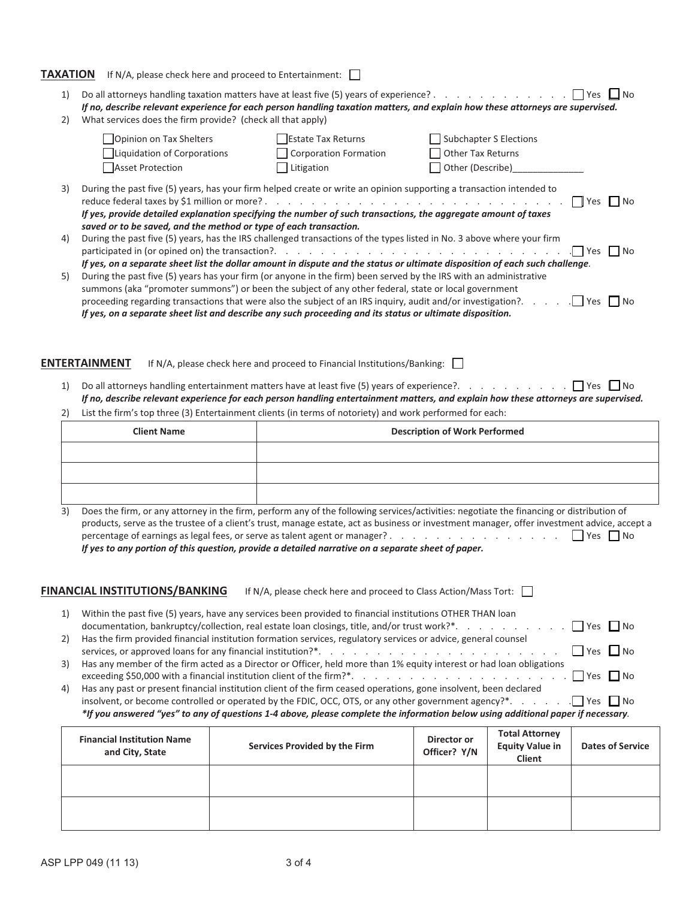## TAXATION

If N/A, please check here and proceed to Entertainment: ☐

1) Do all attorneys handling taxation matters have at least five (5) years of experience? . . . . . . . . . . . . . ☐ Yes ☐ No
   ***If no, describe relevant experience for each person handling taxation matters, and explain how these attorneys are supervised.***
2) What services does the firm provide? (check all that apply)

   | | | |
   |---|---|---|
   | ☐ Opinion on Tax Shelters | ☐ Estate Tax Returns | ☐ Subchapter S Elections |
   | ☐ Liquidation of Corporations | ☐ Corporation Formation | ☐ Other Tax Returns |
   | ☐ Asset Protection | ☐ Litigation | ☐ Other (Describe)______________ |

3) During the past five (5) years, has your firm helped create or write an opinion supporting a transaction intended to reduce federal taxes by $1 million or more? . . . . . . . . . . . . . . . . . . . . . . . . . . . . ☐ Yes ☐ No
   ***If yes, provide detailed explanation specifying the number of such transactions, the aggregate amount of taxes saved or to be saved, and the method or type of each transaction.***
4) During the past five (5) years, has the IRS challenged transactions of the types listed in No. 3 above where your firm participated in (or opined on) the transaction?. . . . . . . . . . . . . . . . . . . . . . . . . . . ☐ Yes ☐ No
   ***If yes, on a separate sheet list the dollar amount in dispute and the status or ultimate disposition of each such challenge.***
5) During the past five (5) years has your firm (or anyone in the firm) been served by the IRS with an administrative summons (aka "promoter summons") or been the subject of any other federal, state or local government proceeding regarding transactions that were also the subject of an IRS inquiry, audit and/or investigation?. . . . . ☐ Yes ☐ No
   ***If yes, on a separate sheet list and describe any such proceeding and its status or ultimate disposition.***

## ENTERTAINMENT

If N/A, please check here and proceed to Financial Institutions/Banking: ☐

1) Do all attorneys handling entertainment matters have at least five (5) years of experience?. . . . . . . . . . . ☐ Yes ☐ No
   ***If no, describe relevant experience for each person handling entertainment matters, and explain how these attorneys are supervised.***
2) List the firm's top three (3) Entertainment clients (in terms of notoriety) and work performed for each:

| Client Name | Description of Work Performed |
|---|---|
| | |
| | |
| | |

3) Does the firm, or any attorney in the firm, perform any of the following services/activities: negotiate the financing or distribution of products, serve as the trustee of a client's trust, manage estate, act as business or investment manager, offer investment advice, accept a percentage of earnings as legal fees, or serve as talent agent or manager? . . . . . . . . . . . . . . . . . ☐ Yes ☐ No
   ***If yes to any portion of this question, provide a detailed narrative on a separate sheet of paper.***

## FINANCIAL INSTITUTIONS/BANKING

If N/A, please check here and proceed to Class Action/Mass Tort: ☐

1) Within the past five (5) years, have any services been provided to financial institutions OTHER THAN loan documentation, bankruptcy/collection, real estate loan closings, title, and/or trust work?*. . . . . . . . . . . ☐ Yes ☐ No
2) Has the firm provided financial institution formation services, regulatory services or advice, general counsel services, or approved loans for any financial institution?*. . . . . . . . . . . . . . . . . . . . . . . . ☐ Yes ☐ No
3) Has any member of the firm acted as a Director or Officer, held more than 1% equity interest or had loan obligations exceeding $50,000 with a financial institution client of the firm?*. . . . . . . . . . . . . . . . . . . . . . ☐ Yes ☐ No
4) Has any past or present financial institution client of the firm ceased operations, gone insolvent, been declared insolvent, or become controlled or operated by the FDIC, OCC, OTS, or any other government agency?*. . . . . . ☐ Yes ☐ No

***\*If you answered "yes" to any of questions 1-4 above, please complete the information below using additional paper if necessary.***

| Financial Institution Name and City, State | Services Provided by the Firm | Director or Officer? Y/N | Total Attorney Equity Value in Client | Dates of Service |
|---|---|---|---|---|
| | | | | |
| | | | | |

ASP LPP 049 (11 13)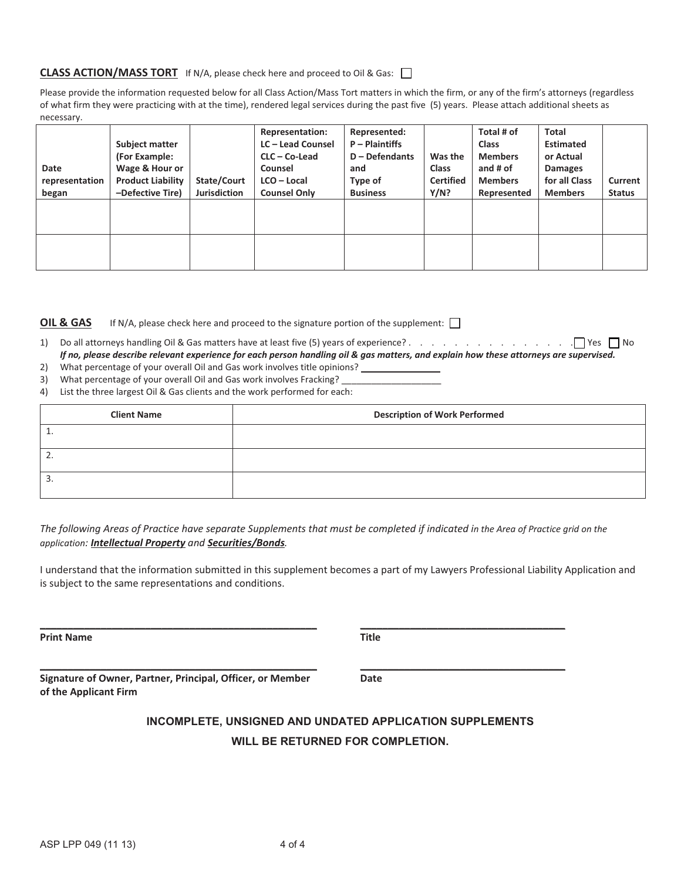**CLASS ACTION/MASS TORT** If N/A, please check here and proceed to Oil & Gas: ☐

Please provide the information requested below for all Class Action/Mass Tort matters in which the firm, or any of the firm's attorneys (regardless of what firm they were practicing with at the time), rendered legal services during the past five (5) years. Please attach additional sheets as necessary.

| Date representation began | Subject matter (For Example: Wage & Hour or Product Liability –Defective Tire) | State/Court Jurisdiction | Representation: LC – Lead Counsel CLC – Co-Lead Counsel LCO – Local Counsel Only | Represented: P – Plaintiffs D – Defendants and Type of Business | Was the Class Certified Y/N? | Total # of Class Members and # of Members Represented | Total Estimated or Actual Damages for all Class Members | Current Status |
|---|---|---|---|---|---|---|---|---|
| | | | | | | | | |
| | | | | | | | | |

**OIL & GAS** If N/A, please check here and proceed to the signature portion of the supplement: ☐

1) Do all attorneys handling Oil & Gas matters have at least five (5) years of experience? . . . . . . . . . . . . . . . . ☐ Yes ☐ No
   ***If no, please describe relevant experience for each person handling oil & gas matters, and explain how these attorneys are supervised.***
2) What percentage of your overall Oil and Gas work involves title opinions? ____________
3) What percentage of your overall Oil and Gas work involves Fracking? ____________________
4) List the three largest Oil & Gas clients and the work performed for each:

| Client Name | Description of Work Performed |
|---|---|
| 1. | |
| 2. | |
| 3. | |

*The following Areas of Practice have separate Supplements that must be completed if indicated in the Area of Practice grid on the application:* ***Intellectual Property*** *and* ***Securities/Bonds****.*

I understand that the information submitted in this supplement becomes a part of my Lawyers Professional Liability Application and is subject to the same representations and conditions.

______________________________________________ ______________________________

**Print Name** **Title**

______________________________________________ ______________________________

**Signature of Owner, Partner, Principal, Officer, or Member of the Applicant Firm** **Date**

**INCOMPLETE, UNSIGNED AND UNDATED APPLICATION SUPPLEMENTS WILL BE RETURNED FOR COMPLETION.**

ASP LPP 049 (11 13)